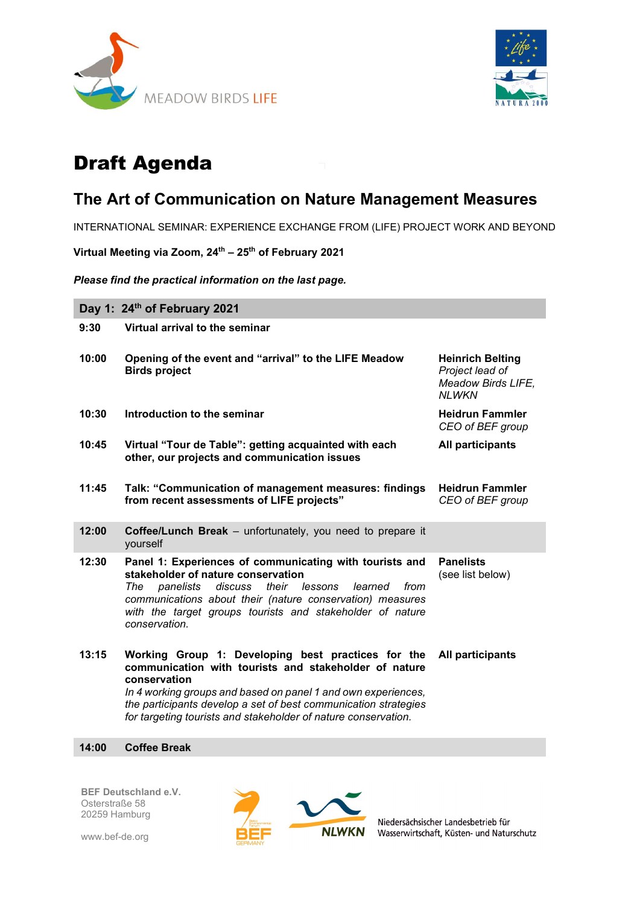MEADOW BIRDS LIFE

# Draft Agenda

## The Art of Communication on Nature Management Measures

INTERNATIONAL SEMINAR: EXPERIENCE EXCHANGE FROM (LIFE) PROJECT WORK AND BEYOND

**Virtual Meeting via Zoom, 24th – 25th of February 2021**

***Please find the practical information on the last page.***

| Day 1: 24th of February 2021 | | |
|---|---|---|
| **9:30** | **Virtual arrival to the seminar** | |
| **10:00** | **Opening of the event and "arrival" to the LIFE Meadow Birds project** | **Heinrich Belting** *Project lead of Meadow Birds LIFE, NLWKN* |
| **10:30** | **Introduction to the seminar** | **Heidrun Fammler** *CEO of BEF group* |
| **10:45** | **Virtual "Tour de Table": getting acquainted with each other, our projects and communication issues** | **All participants** |
| **11:45** | **Talk: "Communication of management measures: findings from recent assessments of LIFE projects"** | **Heidrun Fammler** *CEO of BEF group* |
| **12:00** | **Coffee/Lunch Break** – unfortunately, you need to prepare it yourself | |
| **12:30** | **Panel 1: Experiences of communicating with tourists and stakeholder of nature conservation** *The panelists discuss their lessons learned from communications about their (nature conservation) measures with the target groups tourists and stakeholder of nature conservation.* | **Panelists** (see list below) |
| **13:15** | **Working Group 1: Developing best practices for the communication with tourists and stakeholder of nature conservation** *In 4 working groups and based on panel 1 and own experiences, the participants develop a set of best communication strategies for targeting tourists and stakeholder of nature conservation.* | **All participants** |
| **14:00** | **Coffee Break** | |

BEF Deutschland e.V.
Osterstraße 58
20259 Hamburg

www.bef-de.org

NLWKN

Niedersächsischer Landesbetrieb für Wasserwirtschaft, Küsten- und Naturschutz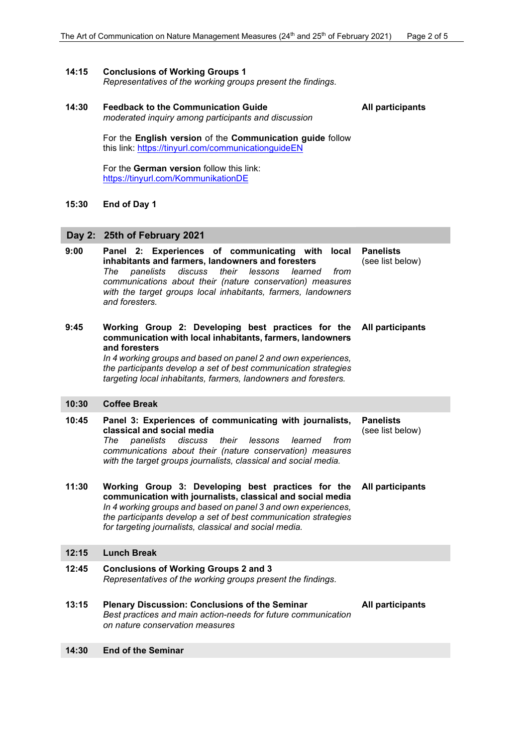**14:15** **Conclusions of Working Groups 1**
*Representatives of the working groups present the findings.*

**14:30** **Feedback to the Communication Guide** — **All participants**
*moderated inquiry among participants and discussion*

For the **English version** of the **Communication guide** follow this link: https://tinyurl.com/communicationguideEN

For the **German version** follow this link: https://tinyurl.com/KommunikationDE

**15:30** **End of Day 1**

## Day 2: 25th of February 2021

**9:00** **Panel 2: Experiences of communicating with local inhabitants and farmers, landowners and foresters** — **Panelists** (see list below)
*The panelists discuss their lessons learned from communications about their (nature conservation) measures with the target groups local inhabitants, farmers, landowners and foresters.*

**9:45** **Working Group 2: Developing best practices for the communication with local inhabitants, farmers, landowners and foresters** — **All participants**
*In 4 working groups and based on panel 2 and own experiences, the participants develop a set of best communication strategies targeting local inhabitants, farmers, landowners and foresters.*

**10:30** **Coffee Break**

**10:45** **Panel 3: Experiences of communicating with journalists, classical and social media** — **Panelists** (see list below)
*The panelists discuss their lessons learned from communications about their (nature conservation) measures with the target groups journalists, classical and social media.*

**11:30** **Working Group 3: Developing best practices for the communication with journalists, classical and social media** — **All participants**
*In 4 working groups and based on panel 3 and own experiences, the participants develop a set of best communication strategies for targeting journalists, classical and social media.*

**12:15** **Lunch Break**

**12:45** **Conclusions of Working Groups 2 and 3**
*Representatives of the working groups present the findings.*

**13:15** **Plenary Discussion: Conclusions of the Seminar** — **All participants**
*Best practices and main action-needs for future communication on nature conservation measures*

**14:30** **End of the Seminar**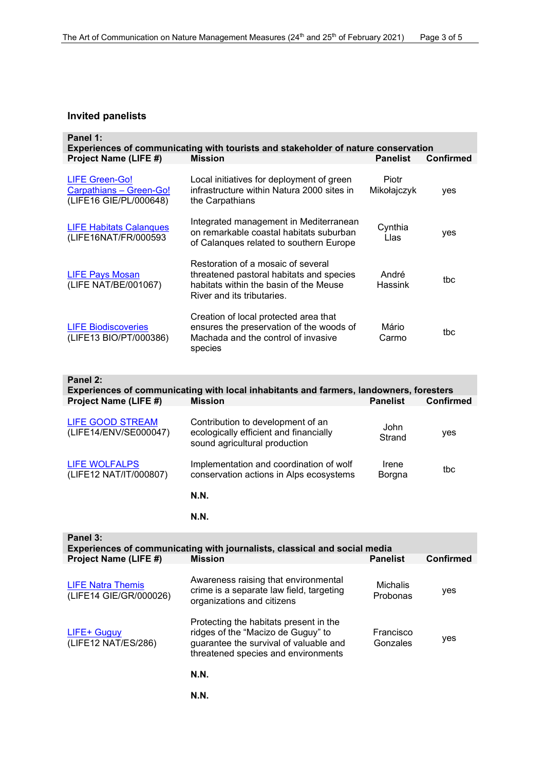## Invited panelists

| **Panel 1:** **Experiences of communicating with tourists and stakeholder of nature conservation** | | | |
|---|---|---|---|
| **Project Name (LIFE #)** | **Mission** | **Panelist** | **Confirmed** |
| LIFE Green-Go! Carpathians – Green-Go! (LIFE16 GIE/PL/000648) | Local initiatives for deployment of green infrastructure within Natura 2000 sites in the Carpathians | Piotr Mikołajczyk | yes |
| LIFE Habitats Calanques (LIFE16NAT/FR/000593 | Integrated management in Mediterranean on remarkable coastal habitats suburban of Calanques related to southern Europe | Cynthia Llas | yes |
| LIFE Pays Mosan (LIFE NAT/BE/001067) | Restoration of a mosaic of several threatened pastoral habitats and species habitats within the basin of the Meuse River and its tributaries. | André Hassink | tbc |
| LIFE Biodiscoveries (LIFE13 BIO/PT/000386) | Creation of local protected area that ensures the preservation of the woods of Machada and the control of invasive species | Mário Carmo | tbc |

| **Panel 2:** **Experiences of communicating with local inhabitants and farmers, landowners, foresters** | | | |
|---|---|---|---|
| **Project Name (LIFE #)** | **Mission** | **Panelist** | **Confirmed** |
| LIFE GOOD STREAM (LIFE14/ENV/SE000047) | Contribution to development of an ecologically efficient and financially sound agricultural production | John Strand | yes |
| LIFE WOLFALPS (LIFE12 NAT/IT/000807) | Implementation and coordination of wolf conservation actions in Alps ecosystems | Irene Borgna | tbc |
| | **N.N.** | | |
| | **N.N.** | | |

| **Panel 3:** **Experiences of communicating with journalists, classical and social media** | | | |
|---|---|---|---|
| **Project Name (LIFE #)** | **Mission** | **Panelist** | **Confirmed** |
| LIFE Natra Themis (LIFE14 GIE/GR/000026) | Awareness raising that environmental crime is a separate law field, targeting organizations and citizens | Michalis Probonas | yes |
| LIFE+ Guguy (LIFE12 NAT/ES/286) | Protecting the habitats present in the ridges of the “Macizo de Guguy” to guarantee the survival of valuable and threatened species and environments | Francisco Gonzales | yes |
| | **N.N.** | | |
| | **N.N.** | | |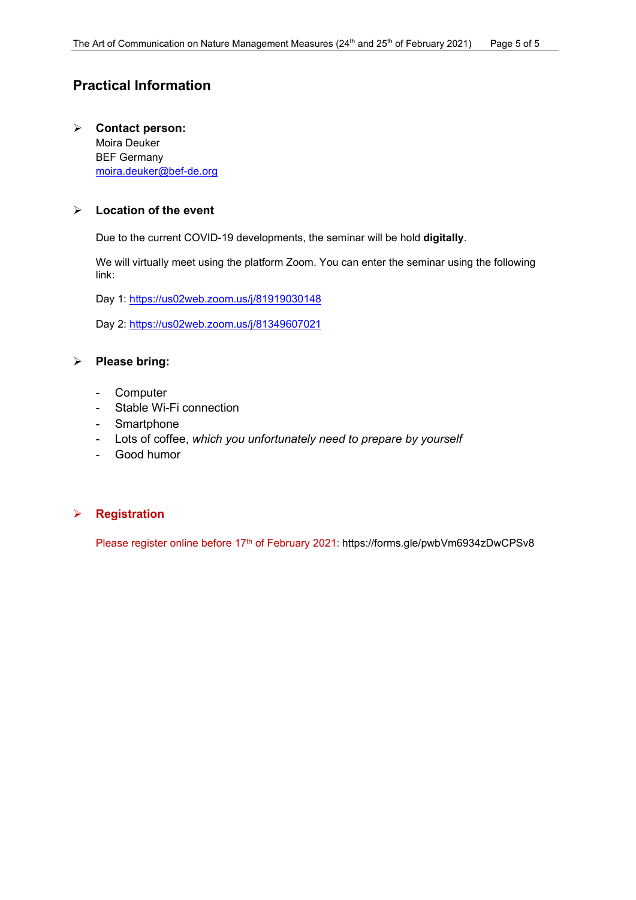## Practical Information

- **Contact person:**
  Moira Deuker
  BEF Germany
  moira.deuker@bef-de.org

- **Location of the event**

  Due to the current COVID-19 developments, the seminar will be hold **digitally**.

  We will virtually meet using the platform Zoom. You can enter the seminar using the following link:

  Day 1: https://us02web.zoom.us/j/81919030148

  Day 2: https://us02web.zoom.us/j/81349607021

- **Please bring:**

  - Computer
  - Stable Wi-Fi connection
  - Smartphone
  - Lots of coffee, *which you unfortunately need to prepare by yourself*
  - Good humor

- **Registration**

  Please register online before 17th of February 2021: https://forms.gle/pwbVm6934zDwCPSv8